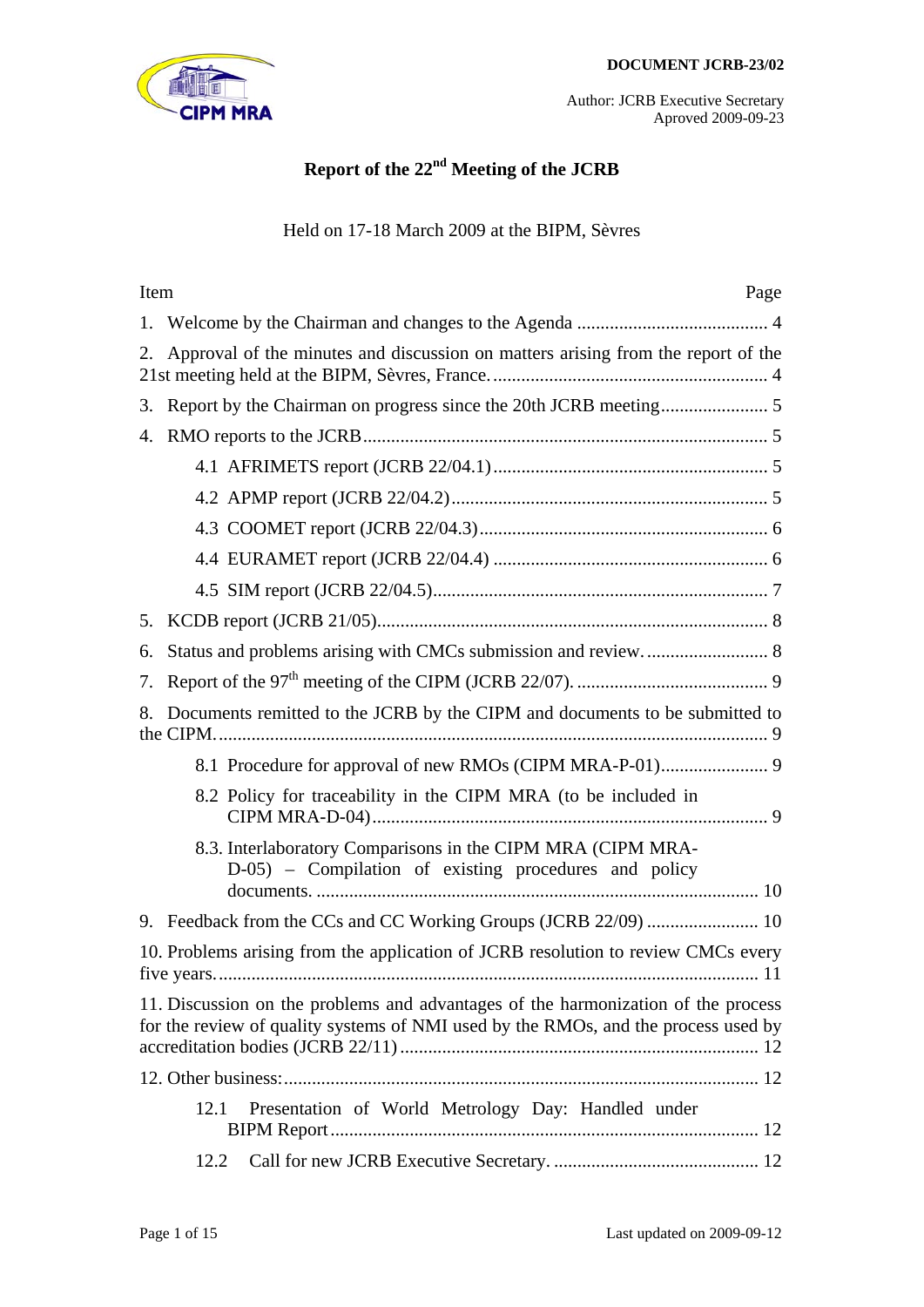**DOCUMENT JCRB-23/02**

Author: JCRB Executive Secretary
Aproved 2009-09-23

# Report of the 22nd Meeting of the JCRB

Held on 17-18 March 2009 at the BIPM, Sèvres

| Item | Page |
|---|---|
| 1. Welcome by the Chairman and changes to the Agenda | 4 |
| 2. Approval of the minutes and discussion on matters arising from the report of the 21st meeting held at the BIPM, Sèvres, France. | 4 |
| 3. Report by the Chairman on progress since the 20th JCRB meeting | 5 |
| 4. RMO reports to the JCRB | 5 |
| 4.1 AFRIMETS report (JCRB 22/04.1) | 5 |
| 4.2 APMP report (JCRB 22/04.2) | 5 |
| 4.3 COOMET report (JCRB 22/04.3) | 6 |
| 4.4 EURAMET report (JCRB 22/04.4) | 6 |
| 4.5 SIM report (JCRB 22/04.5) | 7 |
| 5. KCDB report (JCRB 21/05) | 8 |
| 6. Status and problems arising with CMCs submission and review. | 8 |
| 7. Report of the 97th meeting of the CIPM (JCRB 22/07). | 9 |
| 8. Documents remitted to the JCRB by the CIPM and documents to be submitted to the CIPM. | 9 |
| 8.1 Procedure for approval of new RMOs (CIPM MRA-P-01) | 9 |
| 8.2 Policy for traceability in the CIPM MRA (to be included in CIPM MRA-D-04) | 9 |
| 8.3. Interlaboratory Comparisons in the CIPM MRA (CIPM MRA-D-05) – Compilation of existing procedures and policy documents. | 10 |
| 9. Feedback from the CCs and CC Working Groups (JCRB 22/09) | 10 |
| 10. Problems arising from the application of JCRB resolution to review CMCs every five years. | 11 |
| 11. Discussion on the problems and advantages of the harmonization of the process for the review of quality systems of NMI used by the RMOs, and the process used by accreditation bodies (JCRB 22/11) | 12 |
| 12. Other business: | 12 |
| 12.1 Presentation of World Metrology Day: Handled under BIPM Report | 12 |
| 12.2 Call for new JCRB Executive Secretary. | 12 |

Last updated on 2009-09-12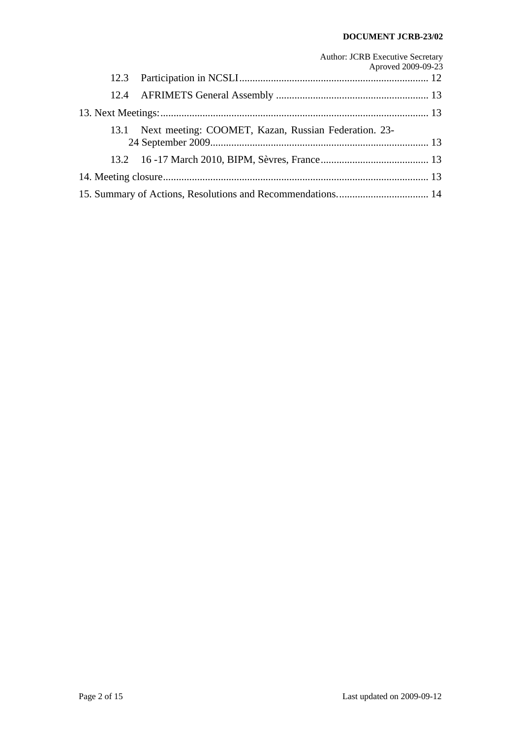12.3 Participation in NCSLI ........................................................................ 12

12.4 AFRIMETS General Assembly .......................................................... 13

13. Next Meetings: ...................................................................................................... 13

13.1 Next meeting: COOMET, Kazan, Russian Federation. 23-24 September 2009 .................................................................................. 13

13.2 16 -17 March 2010, BIPM, Sèvres, France ......................................... 13

14. Meeting closure .................................................................................................... 13

15. Summary of Actions, Resolutions and Recommendations. .................................. 14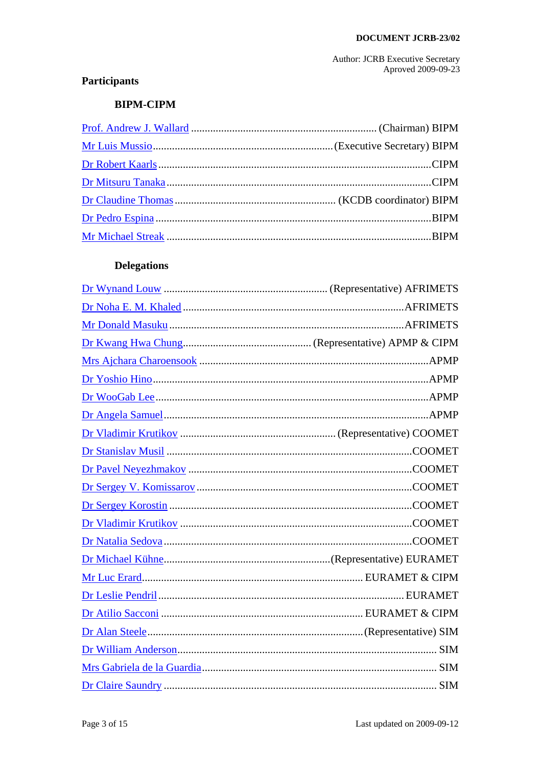**DOCUMENT JCRB-23/02**

Author: JCRB Executive Secretary
Aproved 2009-09-23

## Participants

### BIPM-CIPM

Prof. Andrew J. Wallard ........ (Chairman) BIPM

Mr Luis Mussio ........ (Executive Secretary) BIPM

Dr Robert Kaarls ........ CIPM

Dr Mitsuru Tanaka ........ CIPM

Dr Claudine Thomas ........ (KCDB coordinator) BIPM

Dr Pedro Espina ........ BIPM

Mr Michael Streak ........ BIPM

### Delegations

Dr Wynand Louw ........ (Representative) AFRIMETS

Dr Noha E. M. Khaled ........ AFRIMETS

Mr Donald Masuku ........ AFRIMETS

Dr Kwang Hwa Chung ........ (Representative) APMP & CIPM

Mrs Ajchara Charoensook ........ APMP

Dr Yoshio Hino ........ APMP

Dr WooGab Lee ........ APMP

Dr Angela Samuel ........ APMP

Dr Vladimir Krutikov ........ (Representative) COOMET

Dr Stanislav Musil ........ COOMET

Dr Pavel Neyezhmakov ........ COOMET

Dr Sergey V. Komissarov ........ COOMET

Dr Sergey Korostin ........ COOMET

Dr Vladimir Krutikov ........ COOMET

Dr Natalia Sedova ........ COOMET

Dr Michael Kühne ........ (Representative) EURAMET

Mr Luc Erard ........ EURAMET & CIPM

Dr Leslie Pendril ........ EURAMET

Dr Atilio Sacconi ........ EURAMET & CIPM

Dr Alan Steele ........ (Representative) SIM

Dr William Anderson ........ SIM

Mrs Gabriela de la Guardia ........ SIM

Dr Claire Saundry ........ SIM

Last updated on 2009-09-12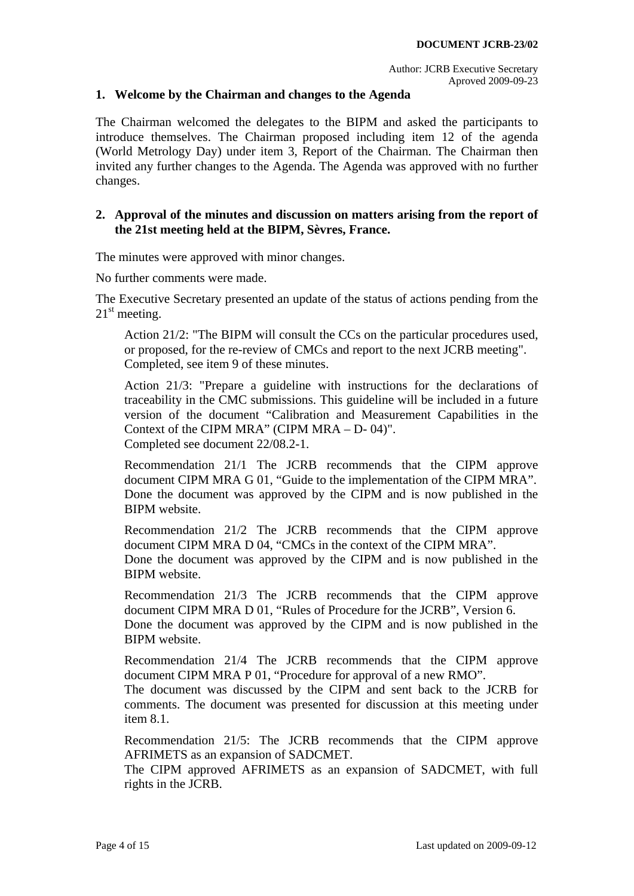**DOCUMENT JCRB-23/02**

Author: JCRB Executive Secretary
Aproved 2009-09-23

## 1. Welcome by the Chairman and changes to the Agenda

The Chairman welcomed the delegates to the BIPM and asked the participants to introduce themselves. The Chairman proposed including item 12 of the agenda (World Metrology Day) under item 3, Report of the Chairman. The Chairman then invited any further changes to the Agenda. The Agenda was approved with no further changes.

## 2. Approval of the minutes and discussion on matters arising from the report of the 21st meeting held at the BIPM, Sèvres, France.

The minutes were approved with minor changes.

No further comments were made.

The Executive Secretary presented an update of the status of actions pending from the 21st meeting.

> Action 21/2: "The BIPM will consult the CCs on the particular procedures used, or proposed, for the re-review of CMCs and report to the next JCRB meeting".
> Completed, see item 9 of these minutes.
>
> Action 21/3: "Prepare a guideline with instructions for the declarations of traceability in the CMC submissions. This guideline will be included in a future version of the document "Calibration and Measurement Capabilities in the Context of the CIPM MRA" (CIPM MRA – D- 04)".
> Completed see document 22/08.2-1.
>
> Recommendation 21/1 The JCRB recommends that the CIPM approve document CIPM MRA G 01, "Guide to the implementation of the CIPM MRA".
> Done the document was approved by the CIPM and is now published in the BIPM website.
>
> Recommendation 21/2 The JCRB recommends that the CIPM approve document CIPM MRA D 04, "CMCs in the context of the CIPM MRA".
> Done the document was approved by the CIPM and is now published in the BIPM website.
>
> Recommendation 21/3 The JCRB recommends that the CIPM approve document CIPM MRA D 01, "Rules of Procedure for the JCRB", Version 6.
> Done the document was approved by the CIPM and is now published in the BIPM website.
>
> Recommendation 21/4 The JCRB recommends that the CIPM approve document CIPM MRA P 01, "Procedure for approval of a new RMO".
> The document was discussed by the CIPM and sent back to the JCRB for comments. The document was presented for discussion at this meeting under item 8.1.
>
> Recommendation 21/5: The JCRB recommends that the CIPM approve AFRIMETS as an expansion of SADCMET.
> The CIPM approved AFRIMETS as an expansion of SADCMET, with full rights in the JCRB.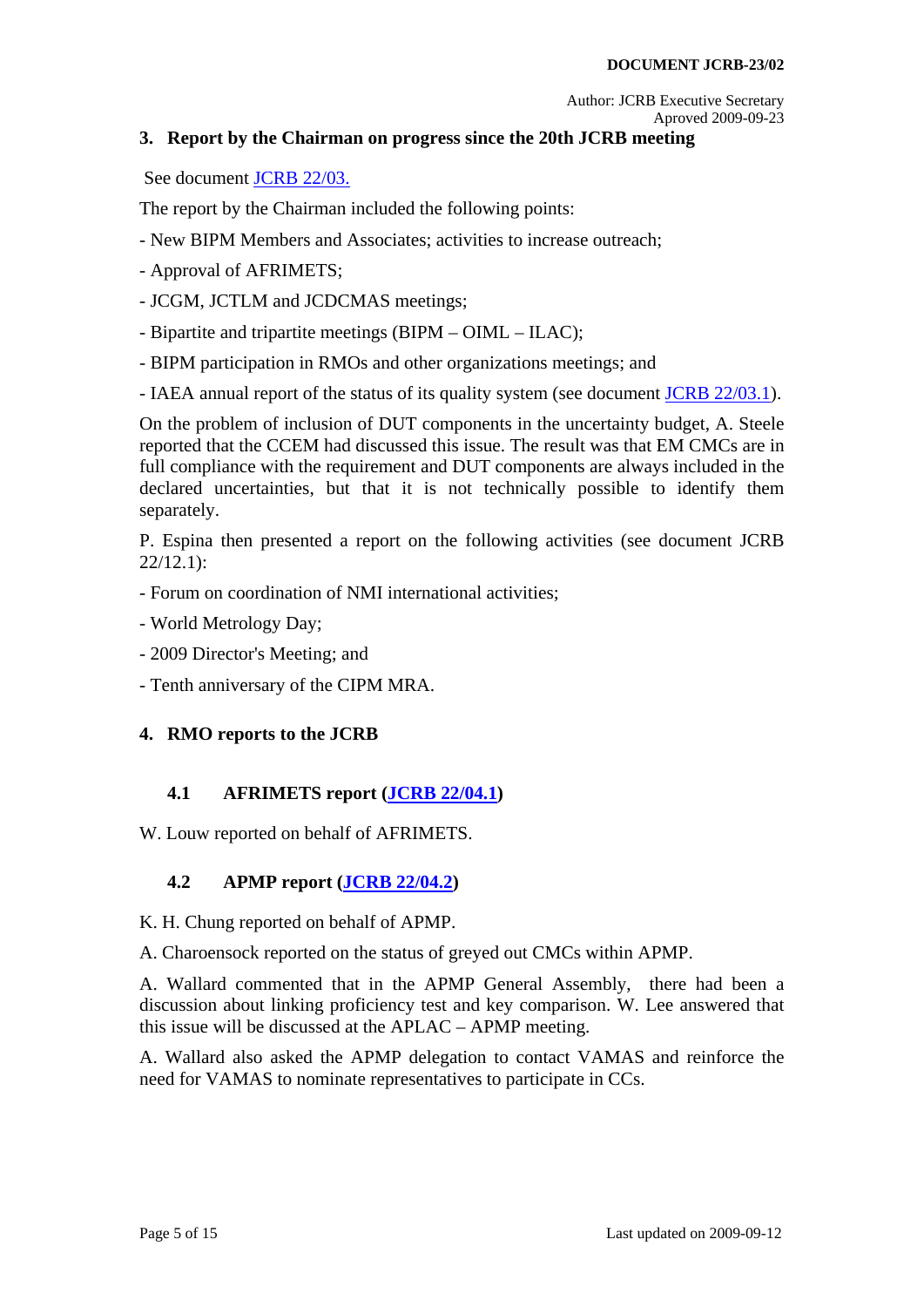## 3. Report by the Chairman on progress since the 20th JCRB meeting

See document JCRB 22/03.

The report by the Chairman included the following points:

- New BIPM Members and Associates; activities to increase outreach;
- Approval of AFRIMETS;
- JCGM, JCTLM and JCDCMAS meetings;
- Bipartite and tripartite meetings (BIPM – OIML – ILAC);
- BIPM participation in RMOs and other organizations meetings; and
- IAEA annual report of the status of its quality system (see document JCRB 22/03.1).

On the problem of inclusion of DUT components in the uncertainty budget, A. Steele reported that the CCEM had discussed this issue. The result was that EM CMCs are in full compliance with the requirement and DUT components are always included in the declared uncertainties, but that it is not technically possible to identify them separately.

P. Espina then presented a report on the following activities (see document JCRB 22/12.1):

- Forum on coordination of NMI international activities;
- World Metrology Day;
- 2009 Director's Meeting; and
- Tenth anniversary of the CIPM MRA.

## 4. RMO reports to the JCRB

### 4.1 AFRIMETS report (JCRB 22/04.1)

W. Louw reported on behalf of AFRIMETS.

### 4.2 APMP report (JCRB 22/04.2)

K. H. Chung reported on behalf of APMP.

A. Charoensock reported on the status of greyed out CMCs within APMP.

A. Wallard commented that in the APMP General Assembly, there had been a discussion about linking proficiency test and key comparison. W. Lee answered that this issue will be discussed at the APLAC – APMP meeting.

A. Wallard also asked the APMP delegation to contact VAMAS and reinforce the need for VAMAS to nominate representatives to participate in CCs.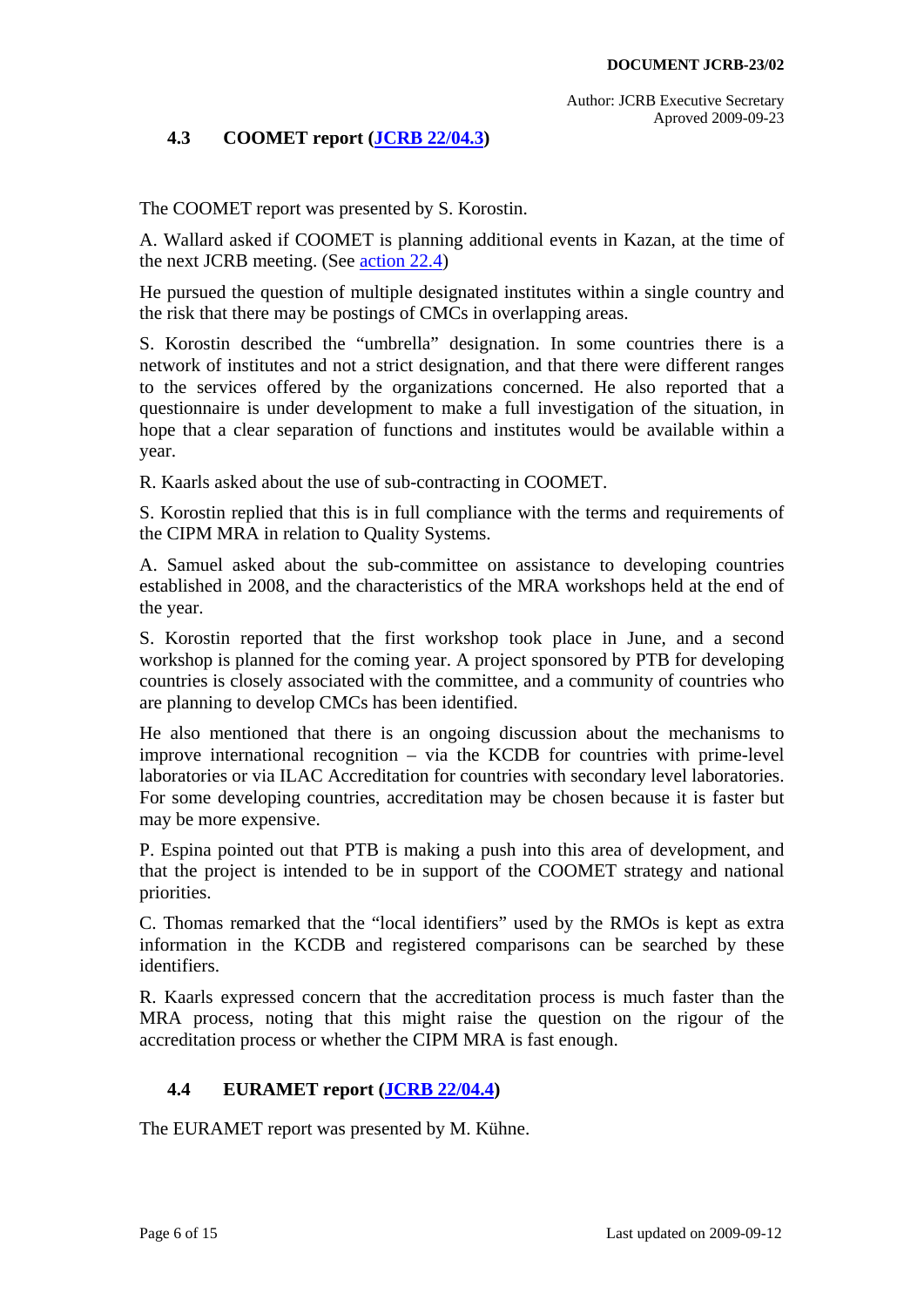### 4.3 COOMET report (JCRB 22/04.3)

The COOMET report was presented by S. Korostin.

A. Wallard asked if COOMET is planning additional events in Kazan, at the time of the next JCRB meeting. (See action 22.4)

He pursued the question of multiple designated institutes within a single country and the risk that there may be postings of CMCs in overlapping areas.

S. Korostin described the "umbrella" designation. In some countries there is a network of institutes and not a strict designation, and that there were different ranges to the services offered by the organizations concerned. He also reported that a questionnaire is under development to make a full investigation of the situation, in hope that a clear separation of functions and institutes would be available within a year.

R. Kaarls asked about the use of sub-contracting in COOMET.

S. Korostin replied that this is in full compliance with the terms and requirements of the CIPM MRA in relation to Quality Systems.

A. Samuel asked about the sub-committee on assistance to developing countries established in 2008, and the characteristics of the MRA workshops held at the end of the year.

S. Korostin reported that the first workshop took place in June, and a second workshop is planned for the coming year. A project sponsored by PTB for developing countries is closely associated with the committee, and a community of countries who are planning to develop CMCs has been identified.

He also mentioned that there is an ongoing discussion about the mechanisms to improve international recognition – via the KCDB for countries with prime-level laboratories or via ILAC Accreditation for countries with secondary level laboratories. For some developing countries, accreditation may be chosen because it is faster but may be more expensive.

P. Espina pointed out that PTB is making a push into this area of development, and that the project is intended to be in support of the COOMET strategy and national priorities.

C. Thomas remarked that the "local identifiers" used by the RMOs is kept as extra information in the KCDB and registered comparisons can be searched by these identifiers.

R. Kaarls expressed concern that the accreditation process is much faster than the MRA process, noting that this might raise the question on the rigour of the accreditation process or whether the CIPM MRA is fast enough.

### 4.4 EURAMET report (JCRB 22/04.4)

The EURAMET report was presented by M. Kühne.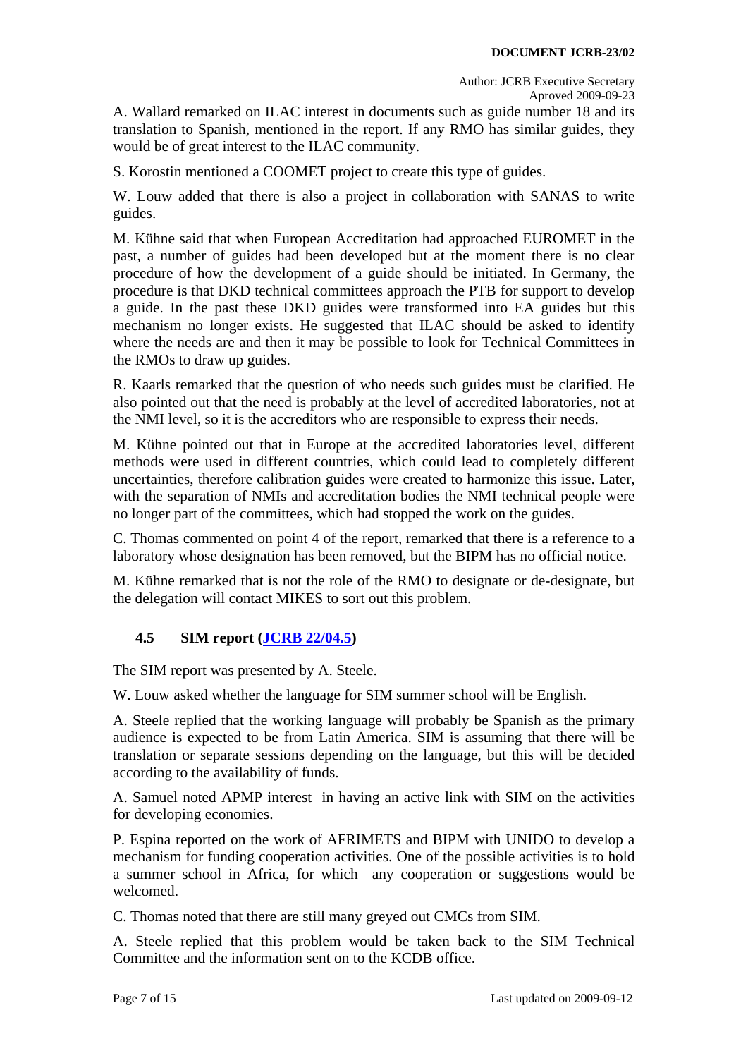A. Wallard remarked on ILAC interest in documents such as guide number 18 and its translation to Spanish, mentioned in the report. If any RMO has similar guides, they would be of great interest to the ILAC community.

S. Korostin mentioned a COOMET project to create this type of guides.

W. Louw added that there is also a project in collaboration with SANAS to write guides.

M. Kühne said that when European Accreditation had approached EUROMET in the past, a number of guides had been developed but at the moment there is no clear procedure of how the development of a guide should be initiated. In Germany, the procedure is that DKD technical committees approach the PTB for support to develop a guide. In the past these DKD guides were transformed into EA guides but this mechanism no longer exists. He suggested that ILAC should be asked to identify where the needs are and then it may be possible to look for Technical Committees in the RMOs to draw up guides.

R. Kaarls remarked that the question of who needs such guides must be clarified. He also pointed out that the need is probably at the level of accredited laboratories, not at the NMI level, so it is the accreditors who are responsible to express their needs.

M. Kühne pointed out that in Europe at the accredited laboratories level, different methods were used in different countries, which could lead to completely different uncertainties, therefore calibration guides were created to harmonize this issue. Later, with the separation of NMIs and accreditation bodies the NMI technical people were no longer part of the committees, which had stopped the work on the guides.

C. Thomas commented on point 4 of the report, remarked that there is a reference to a laboratory whose designation has been removed, but the BIPM has no official notice.

M. Kühne remarked that is not the role of the RMO to designate or de-designate, but the delegation will contact MIKES to sort out this problem.

### 4.5 SIM report (JCRB 22/04.5)

The SIM report was presented by A. Steele.

W. Louw asked whether the language for SIM summer school will be English.

A. Steele replied that the working language will probably be Spanish as the primary audience is expected to be from Latin America. SIM is assuming that there will be translation or separate sessions depending on the language, but this will be decided according to the availability of funds.

A. Samuel noted APMP interest in having an active link with SIM on the activities for developing economies.

P. Espina reported on the work of AFRIMETS and BIPM with UNIDO to develop a mechanism for funding cooperation activities. One of the possible activities is to hold a summer school in Africa, for which any cooperation or suggestions would be welcomed.

C. Thomas noted that there are still many greyed out CMCs from SIM.

A. Steele replied that this problem would be taken back to the SIM Technical Committee and the information sent on to the KCDB office.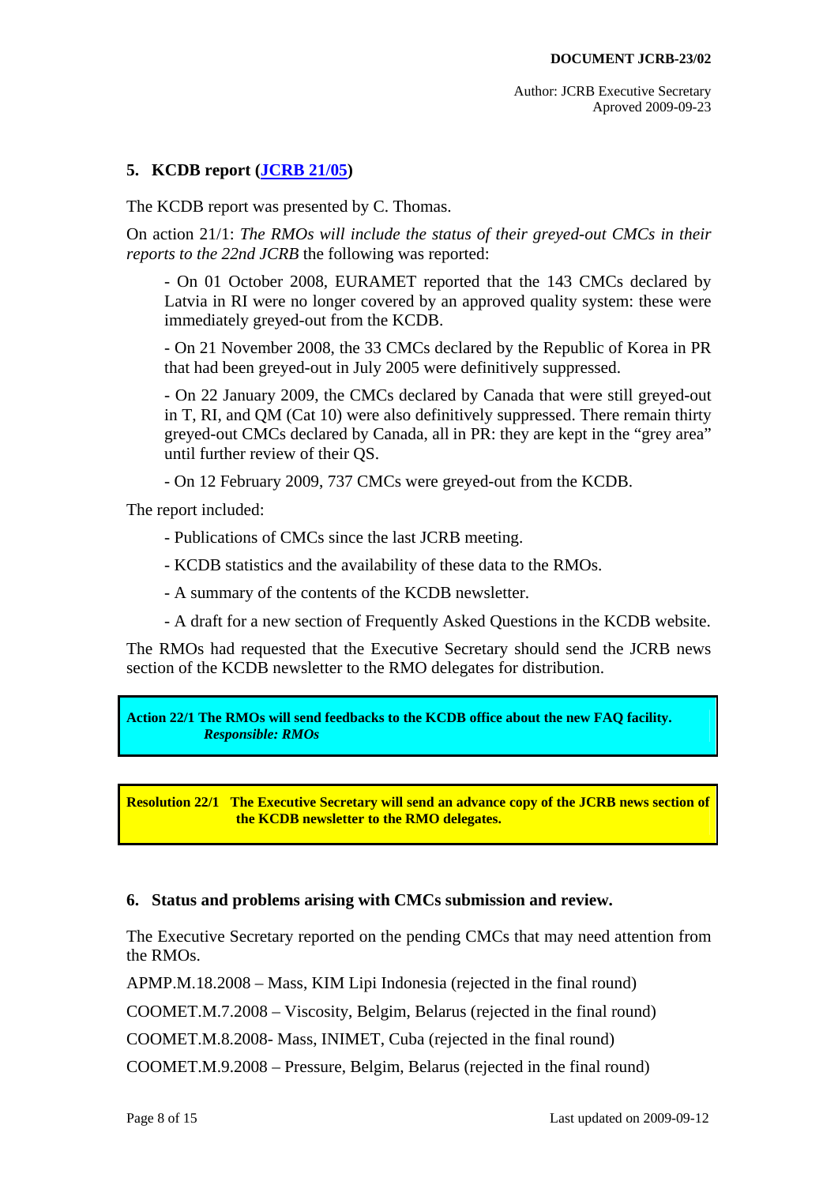## 5. KCDB report (JCRB 21/05)

The KCDB report was presented by C. Thomas.

On action 21/1: *The RMOs will include the status of their greyed-out CMCs in their reports to the 22nd JCRB* the following was reported:

- On 01 October 2008, EURAMET reported that the 143 CMCs declared by Latvia in RI were no longer covered by an approved quality system: these were immediately greyed-out from the KCDB.
- On 21 November 2008, the 33 CMCs declared by the Republic of Korea in PR that had been greyed-out in July 2005 were definitively suppressed.
- On 22 January 2009, the CMCs declared by Canada that were still greyed-out in T, RI, and QM (Cat 10) were also definitively suppressed. There remain thirty greyed-out CMCs declared by Canada, all in PR: they are kept in the "grey area" until further review of their QS.
- On 12 February 2009, 737 CMCs were greyed-out from the KCDB.

The report included:

- Publications of CMCs since the last JCRB meeting.
- KCDB statistics and the availability of these data to the RMOs.
- A summary of the contents of the KCDB newsletter.
- A draft for a new section of Frequently Asked Questions in the KCDB website.

The RMOs had requested that the Executive Secretary should send the JCRB news section of the KCDB newsletter to the RMO delegates for distribution.

**Action 22/1 The RMOs will send feedbacks to the KCDB office about the new FAQ facility.**
***Responsible: RMOs***

**Resolution 22/1 The Executive Secretary will send an advance copy of the JCRB news section of the KCDB newsletter to the RMO delegates.**

## 6. Status and problems arising with CMCs submission and review.

The Executive Secretary reported on the pending CMCs that may need attention from the RMOs.

APMP.M.18.2008 – Mass, KIM Lipi Indonesia (rejected in the final round)

COOMET.M.7.2008 – Viscosity, Belgim, Belarus (rejected in the final round)

COOMET.M.8.2008- Mass, INIMET, Cuba (rejected in the final round)

COOMET.M.9.2008 – Pressure, Belgim, Belarus (rejected in the final round)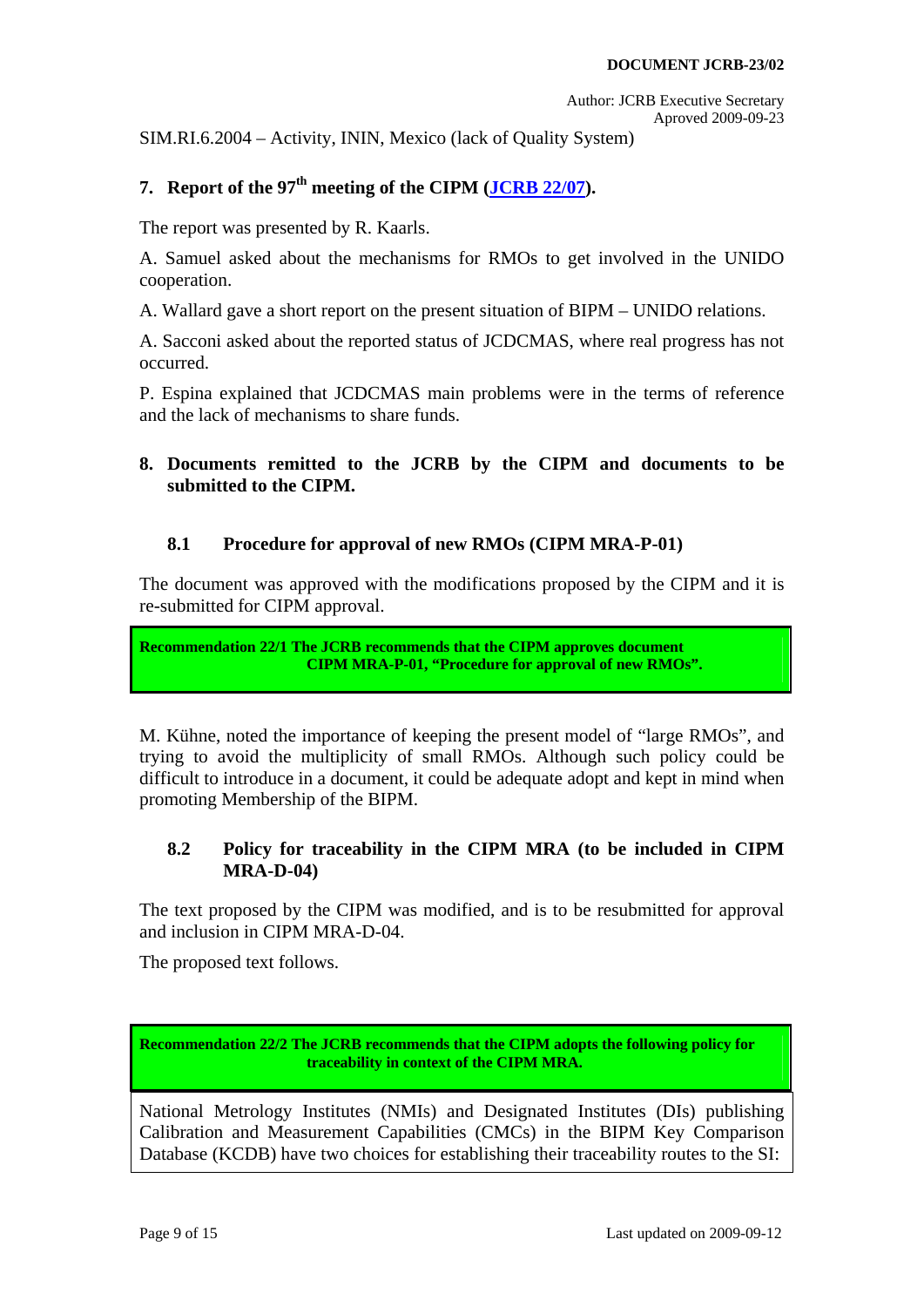SIM.RI.6.2004 – Activity, ININ, Mexico (lack of Quality System)

## 7. Report of the 97th meeting of the CIPM (JCRB 22/07).

The report was presented by R. Kaarls.

A. Samuel asked about the mechanisms for RMOs to get involved in the UNIDO cooperation.

A. Wallard gave a short report on the present situation of BIPM – UNIDO relations.

A. Sacconi asked about the reported status of JCDCMAS, where real progress has not occurred.

P. Espina explained that JCDCMAS main problems were in the terms of reference and the lack of mechanisms to share funds.

## 8. Documents remitted to the JCRB by the CIPM and documents to be submitted to the CIPM.

### 8.1 Procedure for approval of new RMOs (CIPM MRA-P-01)

The document was approved with the modifications proposed by the CIPM and it is re-submitted for CIPM approval.

**Recommendation 22/1 The JCRB recommends that the CIPM approves document CIPM MRA-P-01, “Procedure for approval of new RMOs”.**

M. Kühne, noted the importance of keeping the present model of “large RMOs”, and trying to avoid the multiplicity of small RMOs. Although such policy could be difficult to introduce in a document, it could be adequate adopt and kept in mind when promoting Membership of the BIPM.

### 8.2 Policy for traceability in the CIPM MRA (to be included in CIPM MRA-D-04)

The text proposed by the CIPM was modified, and is to be resubmitted for approval and inclusion in CIPM MRA-D-04.

The proposed text follows.

**Recommendation 22/2 The JCRB recommends that the CIPM adopts the following policy for traceability in context of the CIPM MRA.**

National Metrology Institutes (NMIs) and Designated Institutes (DIs) publishing Calibration and Measurement Capabilities (CMCs) in the BIPM Key Comparison Database (KCDB) have two choices for establishing their traceability routes to the SI: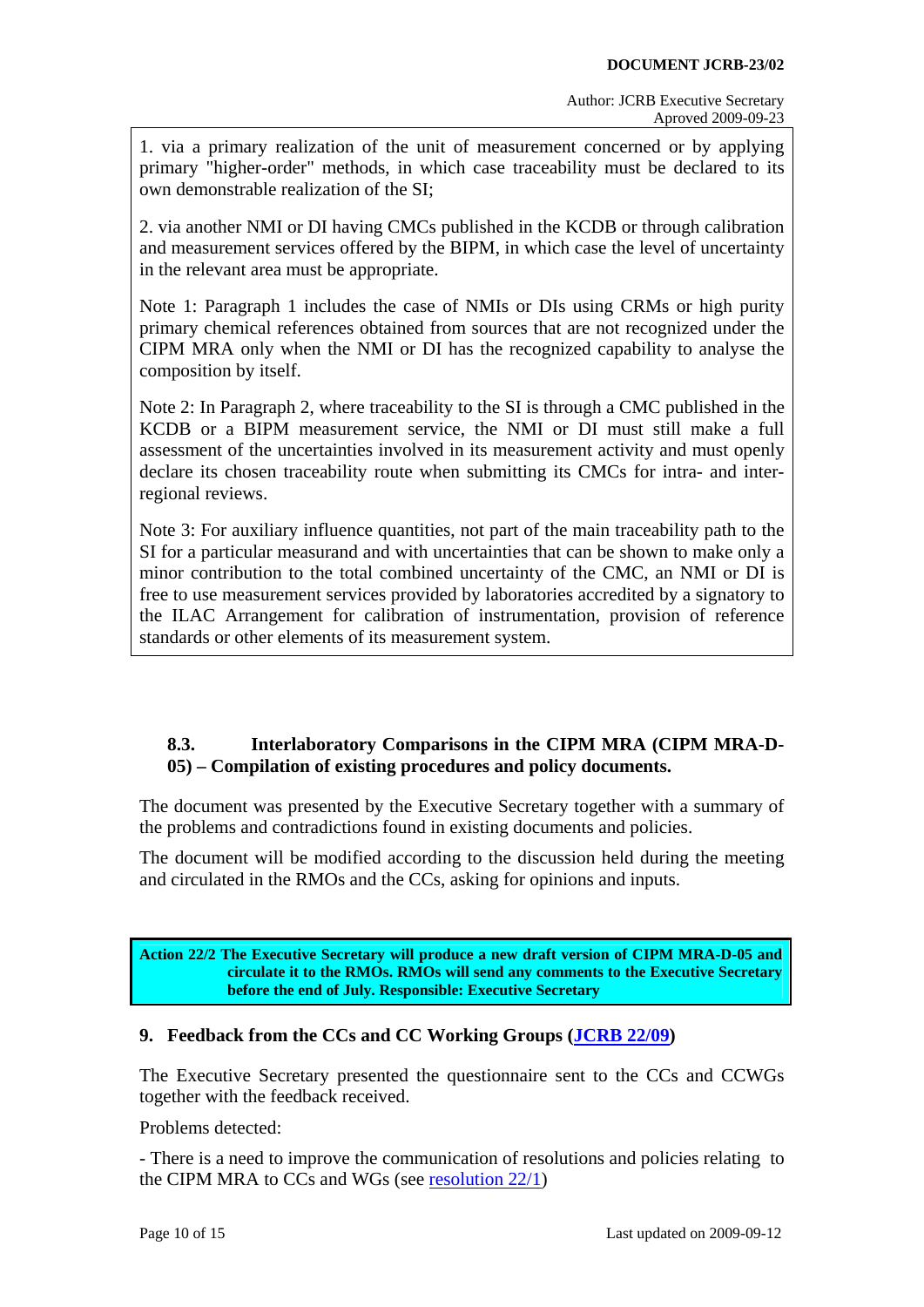1. via a primary realization of the unit of measurement concerned or by applying primary "higher-order" methods, in which case traceability must be declared to its own demonstrable realization of the SI;

2. via another NMI or DI having CMCs published in the KCDB or through calibration and measurement services offered by the BIPM, in which case the level of uncertainty in the relevant area must be appropriate.

Note 1: Paragraph 1 includes the case of NMIs or DIs using CRMs or high purity primary chemical references obtained from sources that are not recognized under the CIPM MRA only when the NMI or DI has the recognized capability to analyse the composition by itself.

Note 2: In Paragraph 2, where traceability to the SI is through a CMC published in the KCDB or a BIPM measurement service, the NMI or DI must still make a full assessment of the uncertainties involved in its measurement activity and must openly declare its chosen traceability route when submitting its CMCs for intra- and inter-regional reviews.

Note 3: For auxiliary influence quantities, not part of the main traceability path to the SI for a particular measurand and with uncertainties that can be shown to make only a minor contribution to the total combined uncertainty of the CMC, an NMI or DI is free to use measurement services provided by laboratories accredited by a signatory to the ILAC Arrangement for calibration of instrumentation, provision of reference standards or other elements of its measurement system.

### 8.3. Interlaboratory Comparisons in the CIPM MRA (CIPM MRA-D-05) – Compilation of existing procedures and policy documents.

The document was presented by the Executive Secretary together with a summary of the problems and contradictions found in existing documents and policies.

The document will be modified according to the discussion held during the meeting and circulated in the RMOs and the CCs, asking for opinions and inputs.

**Action 22/2 The Executive Secretary will produce a new draft version of CIPM MRA-D-05 and circulate it to the RMOs. RMOs will send any comments to the Executive Secretary before the end of July. Responsible: Executive Secretary**

## 9. Feedback from the CCs and CC Working Groups (JCRB 22/09)

The Executive Secretary presented the questionnaire sent to the CCs and CCWGs together with the feedback received.

Problems detected:

- There is a need to improve the communication of resolutions and policies relating to the CIPM MRA to CCs and WGs (see resolution 22/1)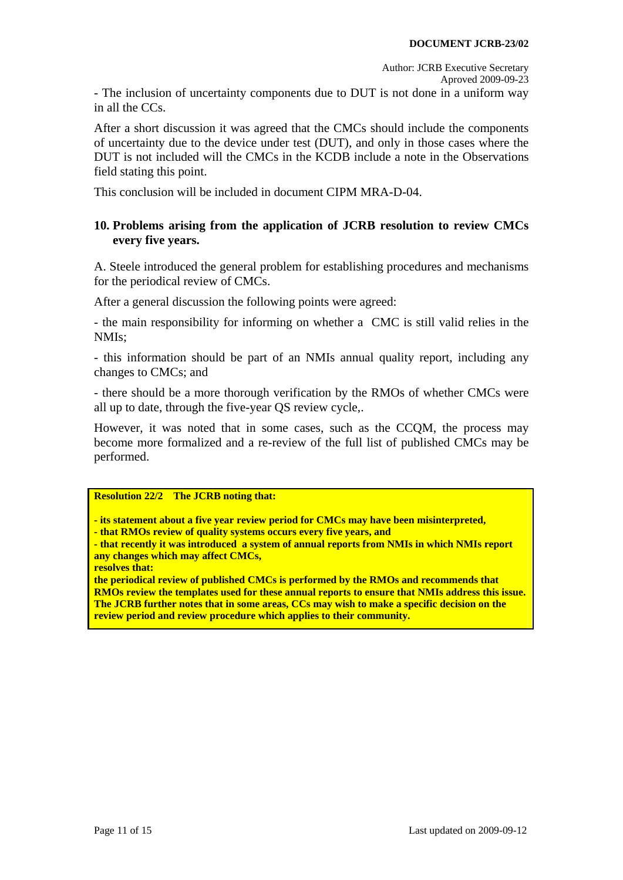- The inclusion of uncertainty components due to DUT is not done in a uniform way in all the CCs.

After a short discussion it was agreed that the CMCs should include the components of uncertainty due to the device under test (DUT), and only in those cases where the DUT is not included will the CMCs in the KCDB include a note in the Observations field stating this point.

This conclusion will be included in document CIPM MRA-D-04.

## 10. Problems arising from the application of JCRB resolution to review CMCs every five years.

A. Steele introduced the general problem for establishing procedures and mechanisms for the periodical review of CMCs.

After a general discussion the following points were agreed:

- the main responsibility for informing on whether a  CMC is still valid relies in the NMIs;

- this information should be part of an NMIs annual quality report, including any changes to CMCs; and

- there should be a more thorough verification by the RMOs of whether CMCs were all up to date, through the five-year QS review cycle,.

However, it was noted that in some cases, such as the CCQM, the process may become more formalized and a re-review of the full list of published CMCs may be performed.

**Resolution 22/2    The JCRB noting that:**

**- its statement about a five year review period for CMCs may have been misinterpreted,**
**- that RMOs review of quality systems occurs every five years, and**
**- that recently it was introduced  a system of annual reports from NMIs in which NMIs report any changes which may affect CMCs,**
**resolves that:**
**the periodical review of published CMCs is performed by the RMOs and recommends that RMOs review the templates used for these annual reports to ensure that NMIs address this issue. The JCRB further notes that in some areas, CCs may wish to make a specific decision on the review period and review procedure which applies to their community.**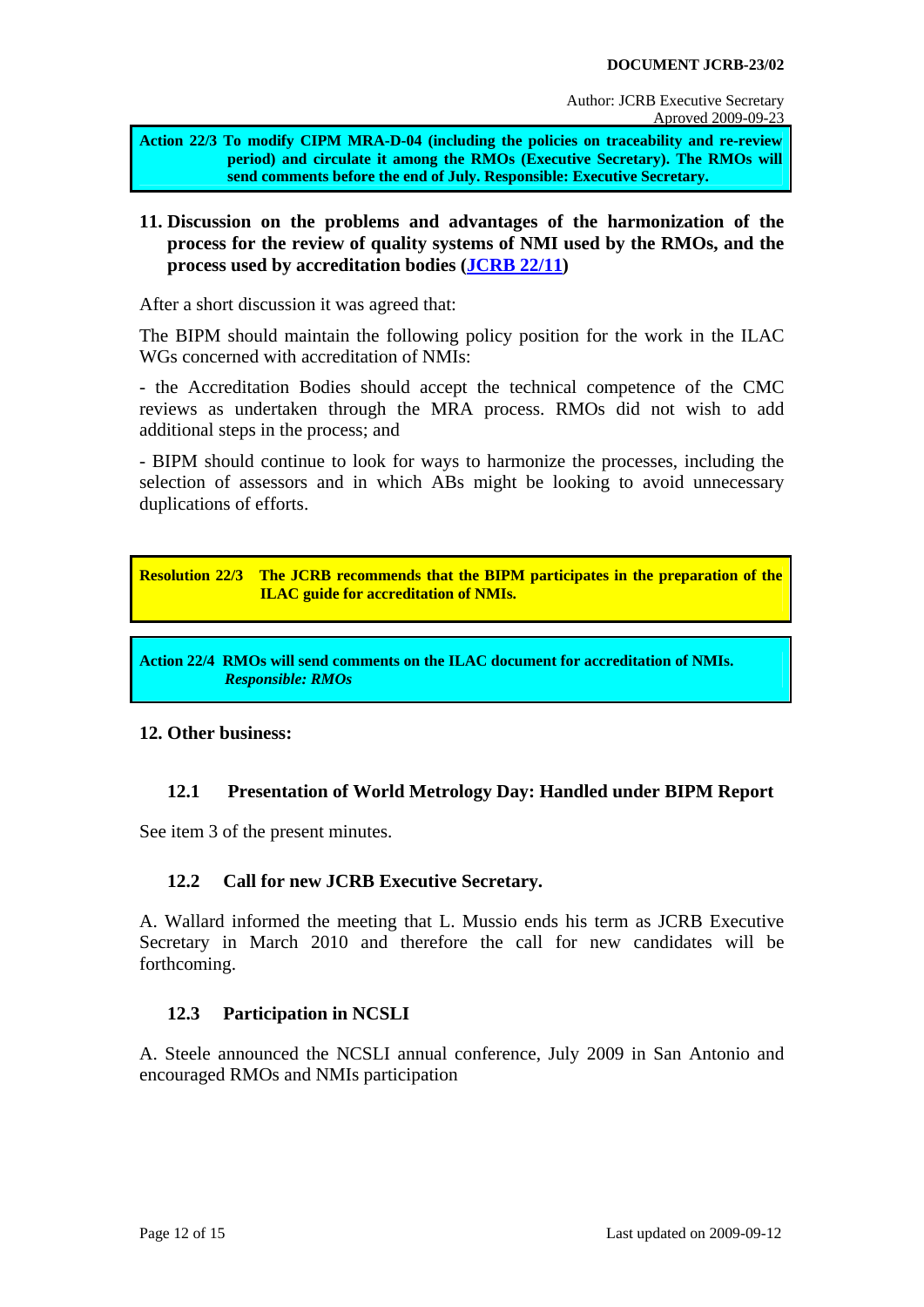**Action 22/3 To modify CIPM MRA-D-04 (including the policies on traceability and re-review period) and circulate it among the RMOs (Executive Secretary). The RMOs will send comments before the end of July. Responsible: Executive Secretary.**

## 11. Discussion on the problems and advantages of the harmonization of the process for the review of quality systems of NMI used by the RMOs, and the process used by accreditation bodies (JCRB 22/11)

After a short discussion it was agreed that:

The BIPM should maintain the following policy position for the work in the ILAC WGs concerned with accreditation of NMIs:

- the Accreditation Bodies should accept the technical competence of the CMC reviews as undertaken through the MRA process. RMOs did not wish to add additional steps in the process; and

- BIPM should continue to look for ways to harmonize the processes, including the selection of assessors and in which ABs might be looking to avoid unnecessary duplications of efforts.

**Resolution 22/3 The JCRB recommends that the BIPM participates in the preparation of the ILAC guide for accreditation of NMIs.**

**Action 22/4 RMOs will send comments on the ILAC document for accreditation of NMIs.** ***Responsible: RMOs***

## 12. Other business:

### 12.1 Presentation of World Metrology Day: Handled under BIPM Report

See item 3 of the present minutes.

### 12.2 Call for new JCRB Executive Secretary.

A. Wallard informed the meeting that L. Mussio ends his term as JCRB Executive Secretary in March 2010 and therefore the call for new candidates will be forthcoming.

### 12.3 Participation in NCSLI

A. Steele announced the NCSLI annual conference, July 2009 in San Antonio and encouraged RMOs and NMIs participation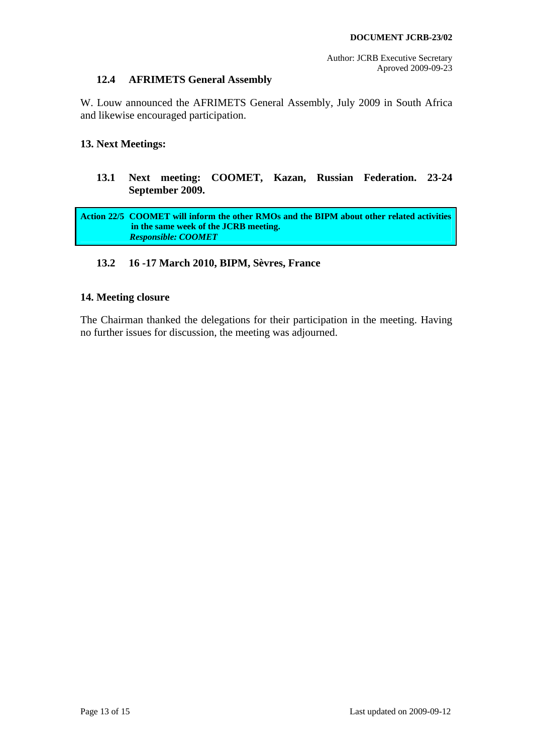### 12.4 AFRIMETS General Assembly

W. Louw announced the AFRIMETS General Assembly, July 2009 in South Africa and likewise encouraged participation.

## 13. Next Meetings:

### 13.1 Next meeting: COOMET, Kazan, Russian Federation. 23-24 September 2009.

| | |
|---|---|
| **Action 22/5** | **COOMET will inform the other RMOs and the BIPM about other related activities in the same week of the JCRB meeting.** <br> ***Responsible: COOMET*** |

### 13.2 16 -17 March 2010, BIPM, Sèvres, France

## 14. Meeting closure

The Chairman thanked the delegations for their participation in the meeting. Having no further issues for discussion, the meeting was adjourned.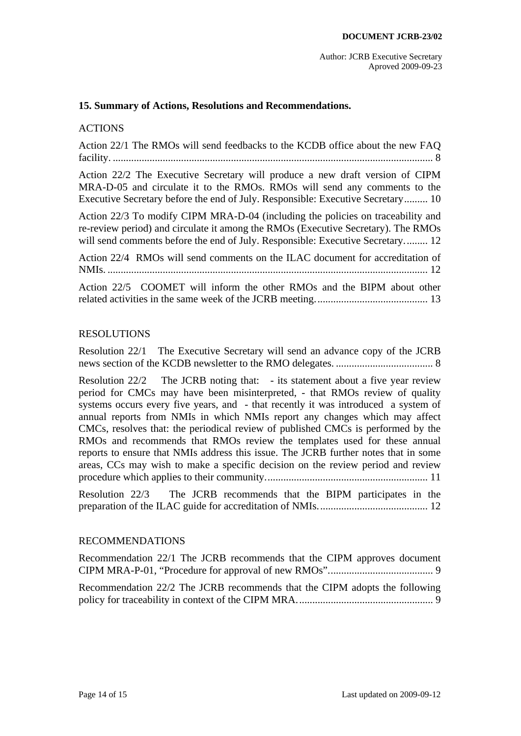## 15. Summary of Actions, Resolutions and Recommendations.

ACTIONS

Action 22/1 The RMOs will send feedbacks to the KCDB office about the new FAQ facility. ........................................................................................................................ 8

Action 22/2 The Executive Secretary will produce a new draft version of CIPM MRA-D-05 and circulate it to the RMOs. RMOs will send any comments to the Executive Secretary before the end of July. Responsible: Executive Secretary......... 10

Action 22/3 To modify CIPM MRA-D-04 (including the policies on traceability and re-review period) and circulate it among the RMOs (Executive Secretary). The RMOs will send comments before the end of July. Responsible: Executive Secretary......... 12

Action 22/4 RMOs will send comments on the ILAC document for accreditation of NMIs. ........................................................................................................................ 12

Action 22/5 COOMET will inform the other RMOs and the BIPM about other related activities in the same week of the JCRB meeting.......................................... 13

RESOLUTIONS

Resolution 22/1 The Executive Secretary will send an advance copy of the JCRB news section of the KCDB newsletter to the RMO delegates. ..................................... 8

Resolution 22/2 The JCRB noting that: - its statement about a five year review period for CMCs may have been misinterpreted, - that RMOs review of quality systems occurs every five years, and - that recently it was introduced a system of annual reports from NMIs in which NMIs report any changes which may affect CMCs, resolves that: the periodical review of published CMCs is performed by the RMOs and recommends that RMOs review the templates used for these annual reports to ensure that NMIs address this issue. The JCRB further notes that in some areas, CCs may wish to make a specific decision on the review period and review procedure which applies to their community............................................................. 11

Resolution 22/3 The JCRB recommends that the BIPM participates in the preparation of the ILAC guide for accreditation of NMIs......................................... 12

RECOMMENDATIONS

Recommendation 22/1 The JCRB recommends that the CIPM approves document CIPM MRA-P-01, "Procedure for approval of new RMOs"........................................ 9

Recommendation 22/2 The JCRB recommends that the CIPM adopts the following policy for traceability in context of the CIPM MRA.................................................. 9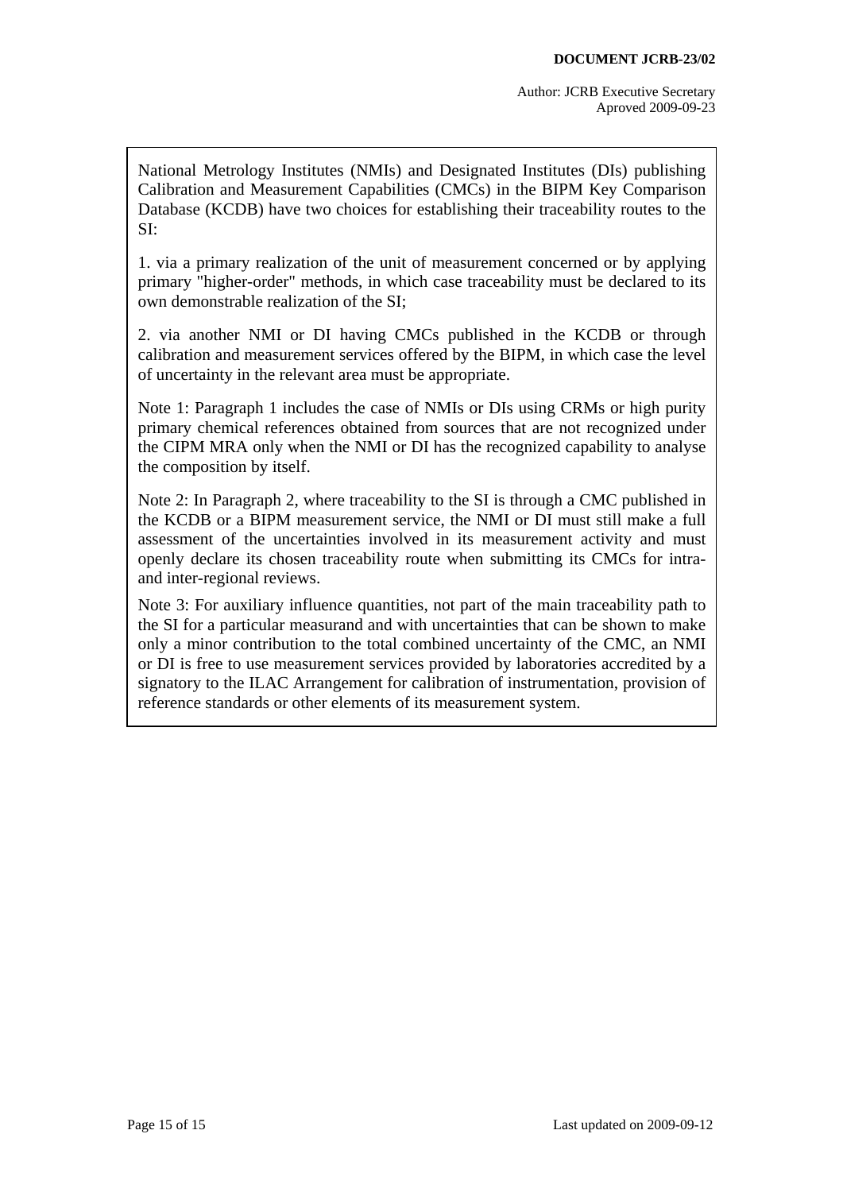National Metrology Institutes (NMIs) and Designated Institutes (DIs) publishing Calibration and Measurement Capabilities (CMCs) in the BIPM Key Comparison Database (KCDB) have two choices for establishing their traceability routes to the SI:

1. via a primary realization of the unit of measurement concerned or by applying primary "higher-order" methods, in which case traceability must be declared to its own demonstrable realization of the SI;

2. via another NMI or DI having CMCs published in the KCDB or through calibration and measurement services offered by the BIPM, in which case the level of uncertainty in the relevant area must be appropriate.

Note 1: Paragraph 1 includes the case of NMIs or DIs using CRMs or high purity primary chemical references obtained from sources that are not recognized under the CIPM MRA only when the NMI or DI has the recognized capability to analyse the composition by itself.

Note 2: In Paragraph 2, where traceability to the SI is through a CMC published in the KCDB or a BIPM measurement service, the NMI or DI must still make a full assessment of the uncertainties involved in its measurement activity and must openly declare its chosen traceability route when submitting its CMCs for intra- and inter-regional reviews.

Note 3: For auxiliary influence quantities, not part of the main traceability path to the SI for a particular measurand and with uncertainties that can be shown to make only a minor contribution to the total combined uncertainty of the CMC, an NMI or DI is free to use measurement services provided by laboratories accredited by a signatory to the ILAC Arrangement for calibration of instrumentation, provision of reference standards or other elements of its measurement system.